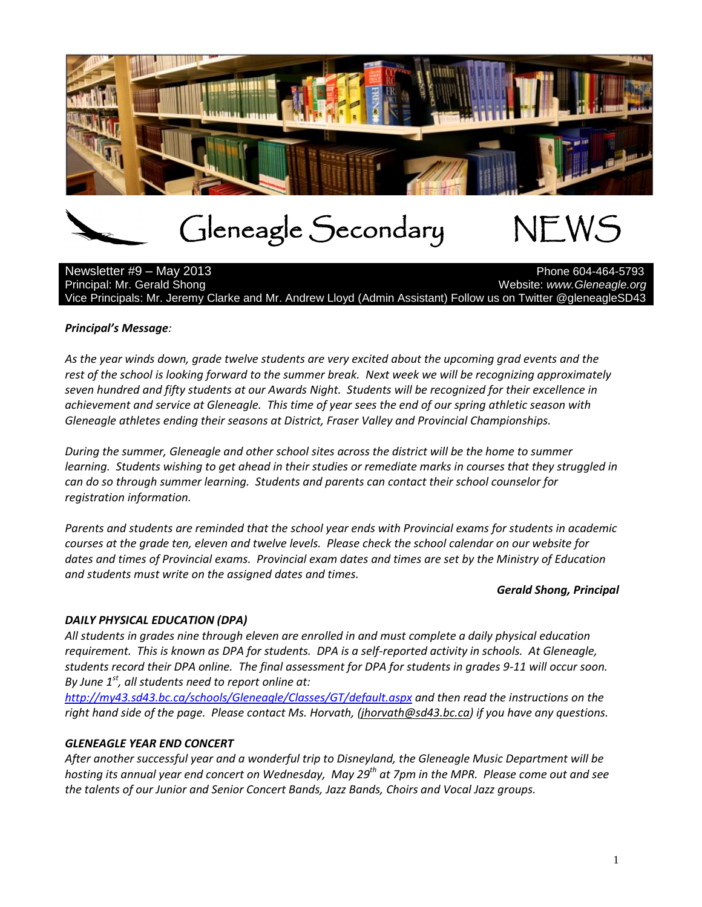# Gleneagle Secondary NEWS

Newsletter #9 – May 2013 Phone 604-464-5793
Principal: Mr. Gerald Shong Website: *www.Gleneagle.org*
Vice Principals: Mr. Jeremy Clarke and Mr. Andrew Lloyd (Admin Assistant) Follow us on Twitter @gleneagleSD43

***Principal's Message:***

*As the year winds down, grade twelve students are very excited about the upcoming grad events and the rest of the school is looking forward to the summer break. Next week we will be recognizing approximately seven hundred and fifty students at our Awards Night. Students will be recognized for their excellence in achievement and service at Gleneagle. This time of year sees the end of our spring athletic season with Gleneagle athletes ending their seasons at District, Fraser Valley and Provincial Championships.*

*During the summer, Gleneagle and other school sites across the district will be the home to summer learning. Students wishing to get ahead in their studies or remediate marks in courses that they struggled in can do so through summer learning. Students and parents can contact their school counselor for registration information.*

*Parents and students are reminded that the school year ends with Provincial exams for students in academic courses at the grade ten, eleven and twelve levels. Please check the school calendar on our website for dates and times of Provincial exams. Provincial exam dates and times are set by the Ministry of Education and students must write on the assigned dates and times.*

***Gerald Shong, Principal***

### *DAILY PHYSICAL EDUCATION (DPA)*

*All students in grades nine through eleven are enrolled in and must complete a daily physical education requirement. This is known as DPA for students. DPA is a self-reported activity in schools. At Gleneagle, students record their DPA online. The final assessment for DPA for students in grades 9-11 will occur soon. By June 1st, all students need to report online at: http://my43.sd43.bc.ca/schools/Gleneagle/Classes/GT/default.aspx and then read the instructions on the right hand side of the page. Please contact Ms. Horvath, (jhorvath@sd43.bc.ca) if you have any questions.*

### *GLENEAGLE YEAR END CONCERT*

*After another successful year and a wonderful trip to Disneyland, the Gleneagle Music Department will be hosting its annual year end concert on Wednesday, May 29th at 7pm in the MPR. Please come out and see the talents of our Junior and Senior Concert Bands, Jazz Bands, Choirs and Vocal Jazz groups.*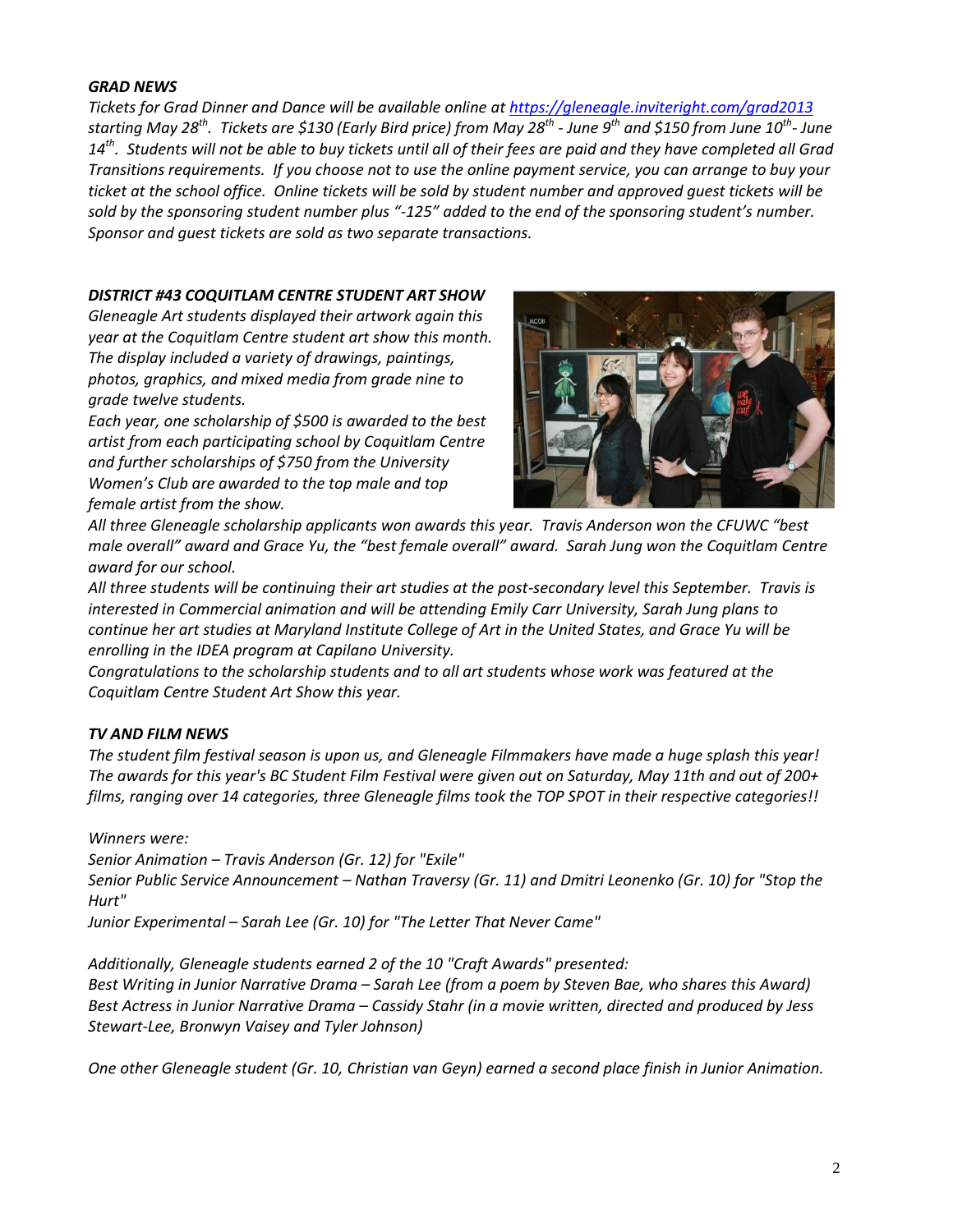### *GRAD NEWS*

*Tickets for Grad Dinner and Dance will be available online at [https://gleneagle.inviteright.com/grad2013](https://gleneagle.inviteright.com/grad2013) starting May 28th. Tickets are $130 (Early Bird price) from May 28th - June 9th and $150 from June 10th- June 14th. Students will not be able to buy tickets until all of their fees are paid and they have completed all Grad Transitions requirements. If you choose not to use the online payment service, you can arrange to buy your ticket at the school office. Online tickets will be sold by student number and approved guest tickets will be sold by the sponsoring student number plus "-125" added to the end of the sponsoring student's number. Sponsor and guest tickets are sold as two separate transactions.*

### *DISTRICT #43 COQUITLAM CENTRE STUDENT ART SHOW*

*Gleneagle Art students displayed their artwork again this year at the Coquitlam Centre student art show this month. The display included a variety of drawings, paintings, photos, graphics, and mixed media from grade nine to grade twelve students.*

*Each year, one scholarship of $500 is awarded to the best artist from each participating school by Coquitlam Centre and further scholarships of $750 from the University Women's Club are awarded to the top male and top female artist from the show.*

*All three Gleneagle scholarship applicants won awards this year. Travis Anderson won the CFUWC "best male overall" award and Grace Yu, the "best female overall" award. Sarah Jung won the Coquitlam Centre award for our school.*

*All three students will be continuing their art studies at the post-secondary level this September. Travis is interested in Commercial animation and will be attending Emily Carr University, Sarah Jung plans to continue her art studies at Maryland Institute College of Art in the United States, and Grace Yu will be enrolling in the IDEA program at Capilano University.*

*Congratulations to the scholarship students and to all art students whose work was featured at the Coquitlam Centre Student Art Show this year.*

### *TV AND FILM NEWS*

*The student film festival season is upon us, and Gleneagle Filmmakers have made a huge splash this year! The awards for this year's BC Student Film Festival were given out on Saturday, May 11th and out of 200+ films, ranging over 14 categories, three Gleneagle films took the TOP SPOT in their respective categories!!*

*Winners were:*
*Senior Animation – Travis Anderson (Gr. 12) for "Exile"*
*Senior Public Service Announcement – Nathan Traversy (Gr. 11) and Dmitri Leonenko (Gr. 10) for "Stop the Hurt"*
*Junior Experimental – Sarah Lee (Gr. 10) for "The Letter That Never Came"*

*Additionally, Gleneagle students earned 2 of the 10 "Craft Awards" presented:*
*Best Writing in Junior Narrative Drama – Sarah Lee (from a poem by Steven Bae, who shares this Award)*
*Best Actress in Junior Narrative Drama – Cassidy Stahr (in a movie written, directed and produced by Jess Stewart-Lee, Bronwyn Vaisey and Tyler Johnson)*

*One other Gleneagle student (Gr. 10, Christian van Geyn) earned a second place finish in Junior Animation.*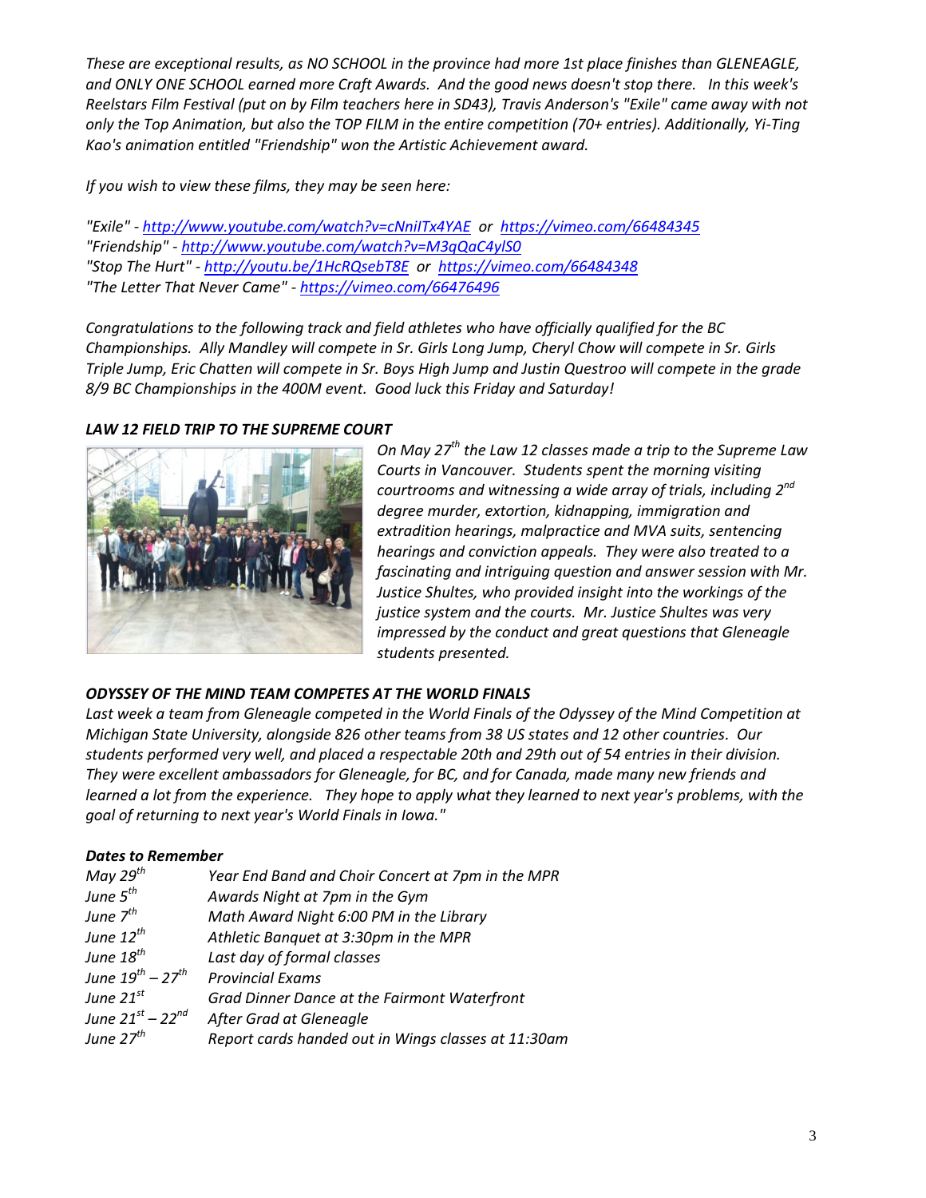*These are exceptional results, as NO SCHOOL in the province had more 1st place finishes than GLENEAGLE, and ONLY ONE SCHOOL earned more Craft Awards. And the good news doesn't stop there. In this week's Reelstars Film Festival (put on by Film teachers here in SD43), Travis Anderson's "Exile" came away with not only the Top Animation, but also the TOP FILM in the entire competition (70+ entries). Additionally, Yi-Ting Kao's animation entitled "Friendship" won the Artistic Achievement award.*

*If you wish to view these films, they may be seen here:*

*"Exile" - http://www.youtube.com/watch?v=cNnilTx4YAE or https://vimeo.com/66484345*
*"Friendship" - http://www.youtube.com/watch?v=M3qQaC4ylS0*
*"Stop The Hurt" - http://youtu.be/1HcRQsebT8E or https://vimeo.com/66484348*
*"The Letter That Never Came" - https://vimeo.com/66476496*

*Congratulations to the following track and field athletes who have officially qualified for the BC Championships. Ally Mandley will compete in Sr. Girls Long Jump, Cheryl Chow will compete in Sr. Girls Triple Jump, Eric Chatten will compete in Sr. Boys High Jump and Justin Questroo will compete in the grade 8/9 BC Championships in the 400M event. Good luck this Friday and Saturday!*

### *LAW 12 FIELD TRIP TO THE SUPREME COURT*

*On May 27th the Law 12 classes made a trip to the Supreme Law Courts in Vancouver. Students spent the morning visiting courtrooms and witnessing a wide array of trials, including 2nd degree murder, extortion, kidnapping, immigration and extradition hearings, malpractice and MVA suits, sentencing hearings and conviction appeals. They were also treated to a fascinating and intriguing question and answer session with Mr. Justice Shultes, who provided insight into the workings of the justice system and the courts. Mr. Justice Shultes was very impressed by the conduct and great questions that Gleneagle students presented.*

### *ODYSSEY OF THE MIND TEAM COMPETES AT THE WORLD FINALS*

*Last week a team from Gleneagle competed in the World Finals of the Odyssey of the Mind Competition at Michigan State University, alongside 826 other teams from 38 US states and 12 other countries. Our students performed very well, and placed a respectable 20th and 29th out of 54 entries in their division. They were excellent ambassadors for Gleneagle, for BC, and for Canada, made many new friends and learned a lot from the experience. They hope to apply what they learned to next year's problems, with the goal of returning to next year's World Finals in Iowa."*

### *Dates to Remember*

| | |
|---|---|
| *May 29th* | *Year End Band and Choir Concert at 7pm in the MPR* |
| *June 5th* | *Awards Night at 7pm in the Gym* |
| *June 7th* | *Math Award Night 6:00 PM in the Library* |
| *June 12th* | *Athletic Banquet at 3:30pm in the MPR* |
| *June 18th* | *Last day of formal classes* |
| *June 19th – 27th* | *Provincial Exams* |
| *June 21st* | *Grad Dinner Dance at the Fairmont Waterfront* |
| *June 21st – 22nd* | *After Grad at Gleneagle* |
| *June 27th* | *Report cards handed out in Wings classes at 11:30am* |